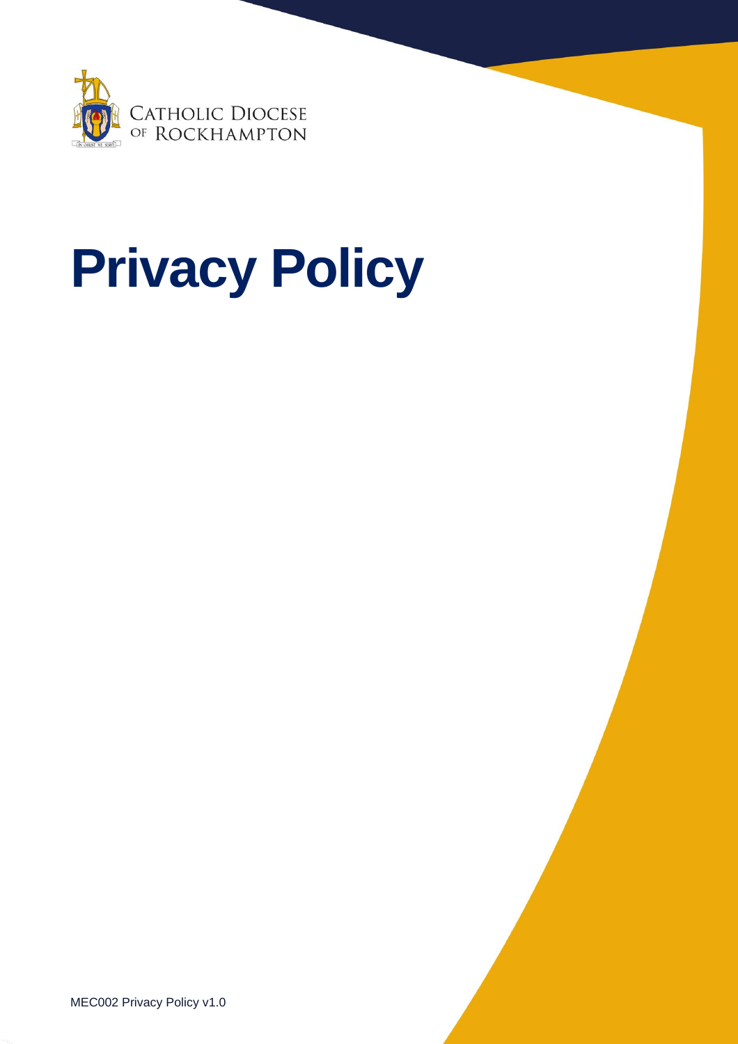CATHOLIC DIOCESE OF ROCKHAMPTON

# Privacy Policy

MEC002 Privacy Policy v1.0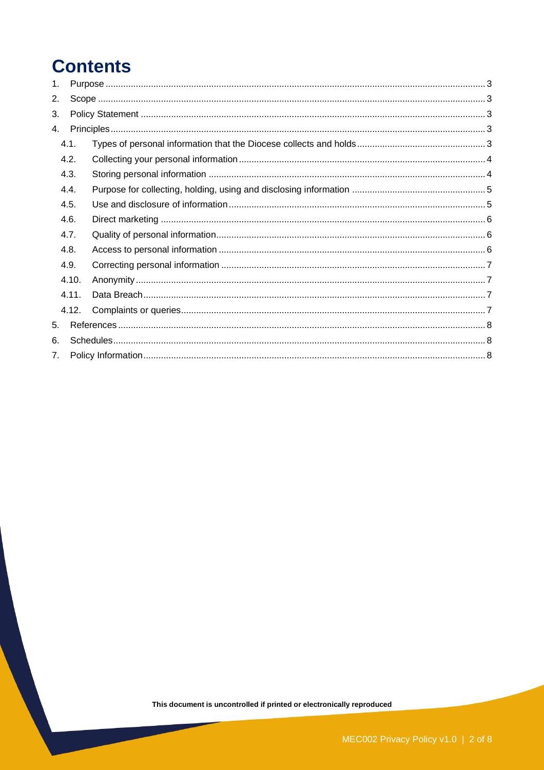# Contents

1. Purpose ..... 3
2. Scope ..... 3
3. Policy Statement ..... 3
4. Principles ..... 3
   - 4.1. Types of personal information that the Diocese collects and holds ..... 3
   - 4.2. Collecting your personal information ..... 4
   - 4.3. Storing personal information ..... 4
   - 4.4. Purpose for collecting, holding, using and disclosing information ..... 5
   - 4.5. Use and disclosure of information ..... 5
   - 4.6. Direct marketing ..... 6
   - 4.7. Quality of personal information ..... 6
   - 4.8. Access to personal information ..... 6
   - 4.9. Correcting personal information ..... 7
   - 4.10. Anonymity ..... 7
   - 4.11. Data Breach ..... 7
   - 4.12. Complaints or queries ..... 7
5. References ..... 8
6. Schedules ..... 8
7. Policy Information ..... 8

**This document is uncontrolled if printed or electronically reproduced**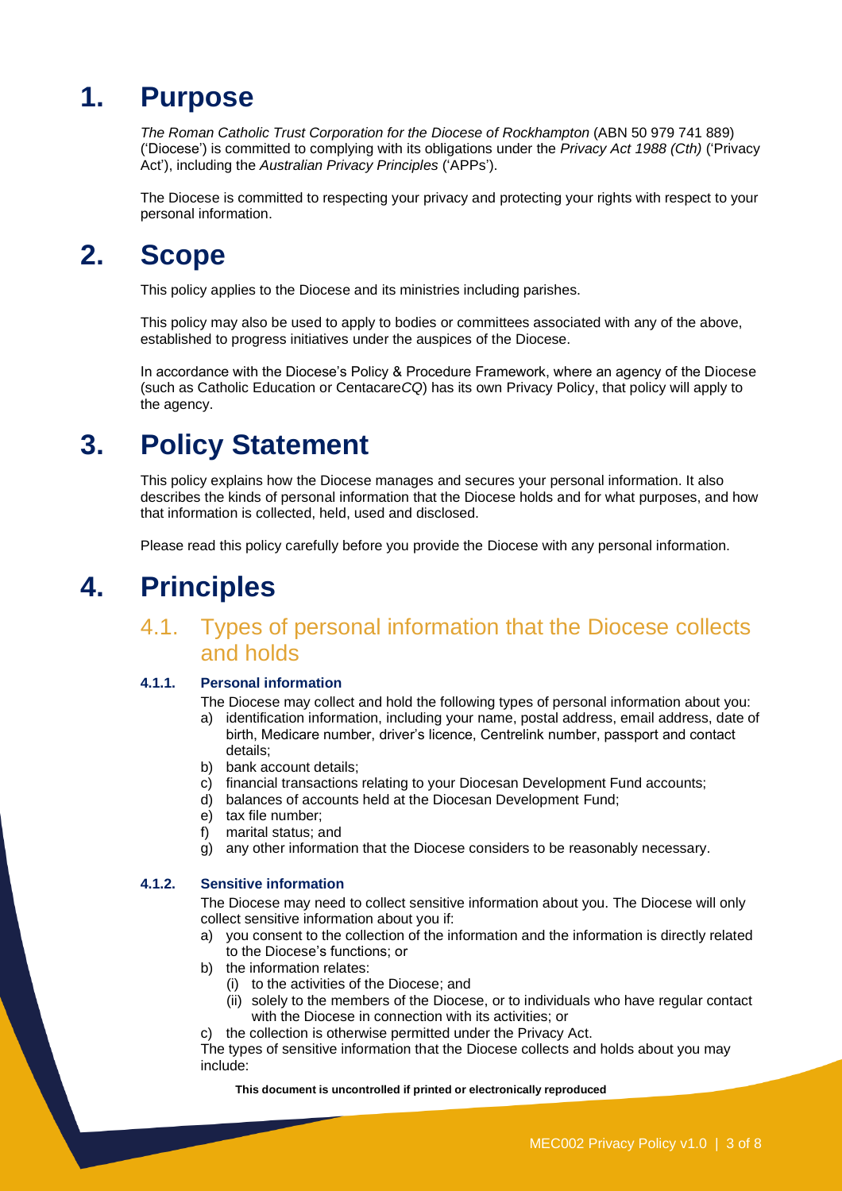# 1. Purpose

*The Roman Catholic Trust Corporation for the Diocese of Rockhampton* (ABN 50 979 741 889) ('Diocese') is committed to complying with its obligations under the *Privacy Act 1988 (Cth)* ('Privacy Act'), including the *Australian Privacy Principles* ('APPs').

The Diocese is committed to respecting your privacy and protecting your rights with respect to your personal information.

# 2. Scope

This policy applies to the Diocese and its ministries including parishes.

This policy may also be used to apply to bodies or committees associated with any of the above, established to progress initiatives under the auspices of the Diocese.

In accordance with the Diocese's Policy & Procedure Framework, where an agency of the Diocese (such as Catholic Education or Centacare*CQ*) has its own Privacy Policy, that policy will apply to the agency.

# 3. Policy Statement

This policy explains how the Diocese manages and secures your personal information. It also describes the kinds of personal information that the Diocese holds and for what purposes, and how that information is collected, held, used and disclosed.

Please read this policy carefully before you provide the Diocese with any personal information.

# 4. Principles

## 4.1. Types of personal information that the Diocese collects and holds

### 4.1.1. Personal information

The Diocese may collect and hold the following types of personal information about you:

a) identification information, including your name, postal address, email address, date of birth, Medicare number, driver's licence, Centrelink number, passport and contact details;
b) bank account details;
c) financial transactions relating to your Diocesan Development Fund accounts;
d) balances of accounts held at the Diocesan Development Fund;
e) tax file number;
f) marital status; and
g) any other information that the Diocese considers to be reasonably necessary.

### 4.1.2. Sensitive information

The Diocese may need to collect sensitive information about you. The Diocese will only collect sensitive information about you if:

a) you consent to the collection of the information and the information is directly related to the Diocese's functions; or
b) the information relates:
   (i) to the activities of the Diocese; and
   (ii) solely to the members of the Diocese, or to individuals who have regular contact with the Diocese in connection with its activities; or
c) the collection is otherwise permitted under the Privacy Act.

The types of sensitive information that the Diocese collects and holds about you may include:

**This document is uncontrolled if printed or electronically reproduced**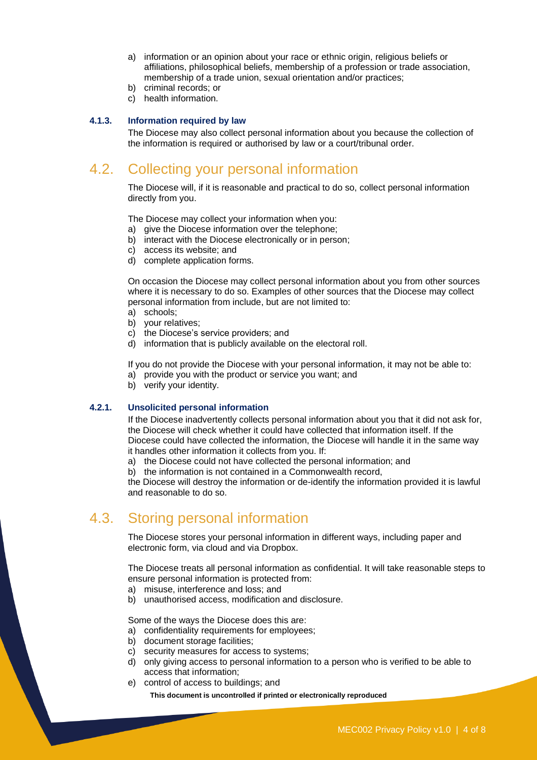a) information or an opinion about your race or ethnic origin, religious beliefs or affiliations, philosophical beliefs, membership of a profession or trade association, membership of a trade union, sexual orientation and/or practices;
b) criminal records; or
c) health information.

#### 4.1.3. Information required by law

The Diocese may also collect personal information about you because the collection of the information is required or authorised by law or a court/tribunal order.

## 4.2. Collecting your personal information

The Diocese will, if it is reasonable and practical to do so, collect personal information directly from you.

The Diocese may collect your information when you:

a) give the Diocese information over the telephone;
b) interact with the Diocese electronically or in person;
c) access its website; and
d) complete application forms.

On occasion the Diocese may collect personal information about you from other sources where it is necessary to do so. Examples of other sources that the Diocese may collect personal information from include, but are not limited to:

a) schools;
b) your relatives;
c) the Diocese's service providers; and
d) information that is publicly available on the electoral roll.

If you do not provide the Diocese with your personal information, it may not be able to:

a) provide you with the product or service you want; and
b) verify your identity.

#### 4.2.1. Unsolicited personal information

If the Diocese inadvertently collects personal information about you that it did not ask for, the Diocese will check whether it could have collected that information itself. If the Diocese could have collected the information, the Diocese will handle it in the same way it handles other information it collects from you. If:

a) the Diocese could not have collected the personal information; and
b) the information is not contained in a Commonwealth record,

the Diocese will destroy the information or de-identify the information provided it is lawful and reasonable to do so.

## 4.3. Storing personal information

The Diocese stores your personal information in different ways, including paper and electronic form, via cloud and via Dropbox.

The Diocese treats all personal information as confidential. It will take reasonable steps to ensure personal information is protected from:

a) misuse, interference and loss; and
b) unauthorised access, modification and disclosure.

Some of the ways the Diocese does this are:

a) confidentiality requirements for employees;
b) document storage facilities;
c) security measures for access to systems;
d) only giving access to personal information to a person who is verified to be able to access that information;
e) control of access to buildings; and

**This document is uncontrolled if printed or electronically reproduced**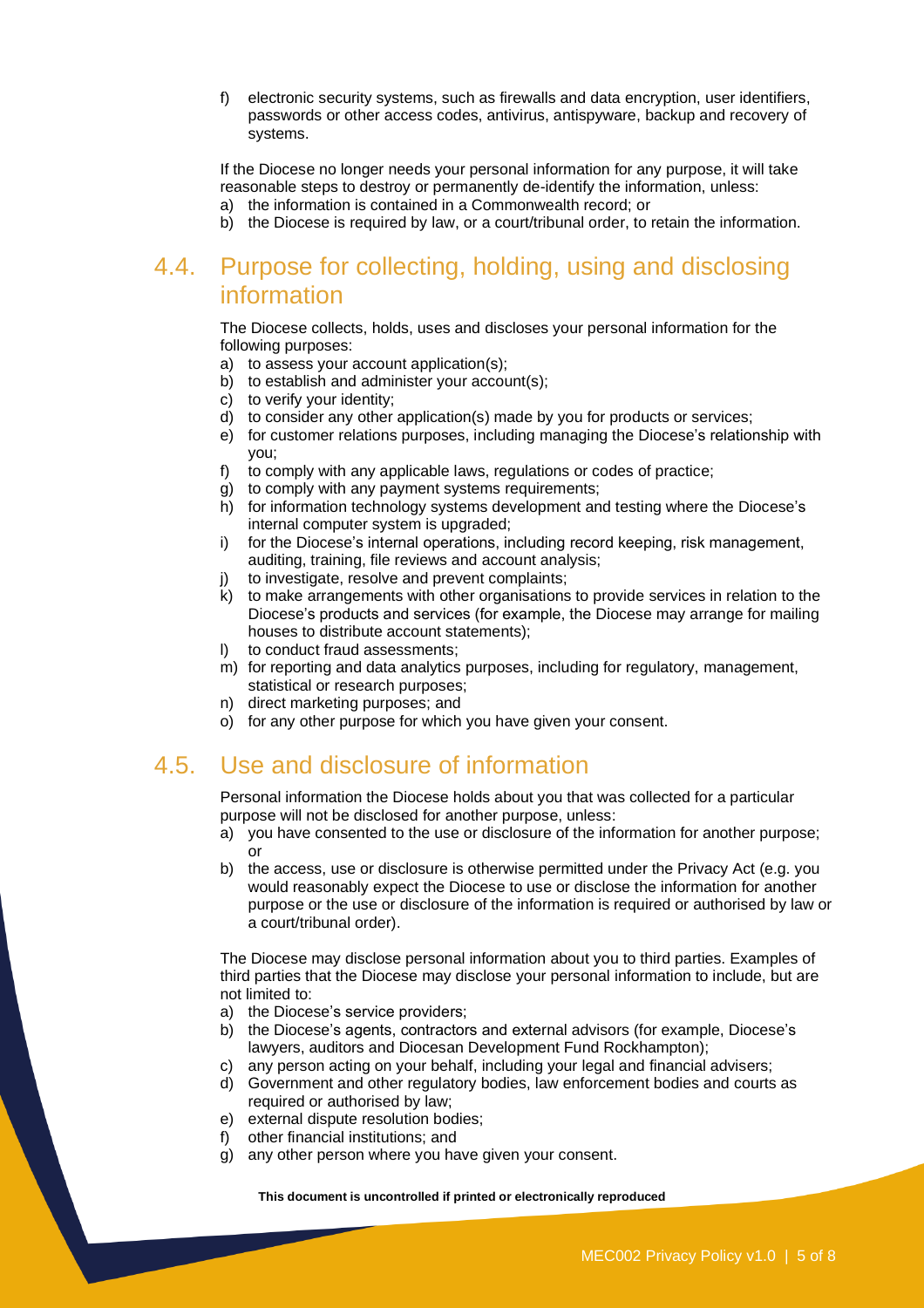f) electronic security systems, such as firewalls and data encryption, user identifiers, passwords or other access codes, antivirus, antispyware, backup and recovery of systems.

If the Diocese no longer needs your personal information for any purpose, it will take reasonable steps to destroy or permanently de-identify the information, unless:

a) the information is contained in a Commonwealth record; or
b) the Diocese is required by law, or a court/tribunal order, to retain the information.

## 4.4. Purpose for collecting, holding, using and disclosing information

The Diocese collects, holds, uses and discloses your personal information for the following purposes:

a) to assess your account application(s);
b) to establish and administer your account(s);
c) to verify your identity;
d) to consider any other application(s) made by you for products or services;
e) for customer relations purposes, including managing the Diocese's relationship with you;
f) to comply with any applicable laws, regulations or codes of practice;
g) to comply with any payment systems requirements;
h) for information technology systems development and testing where the Diocese's internal computer system is upgraded;
i) for the Diocese's internal operations, including record keeping, risk management, auditing, training, file reviews and account analysis;
j) to investigate, resolve and prevent complaints;
k) to make arrangements with other organisations to provide services in relation to the Diocese's products and services (for example, the Diocese may arrange for mailing houses to distribute account statements);
l) to conduct fraud assessments;
m) for reporting and data analytics purposes, including for regulatory, management, statistical or research purposes;
n) direct marketing purposes; and
o) for any other purpose for which you have given your consent.

## 4.5. Use and disclosure of information

Personal information the Diocese holds about you that was collected for a particular purpose will not be disclosed for another purpose, unless:

a) you have consented to the use or disclosure of the information for another purpose; or
b) the access, use or disclosure is otherwise permitted under the Privacy Act (e.g. you would reasonably expect the Diocese to use or disclose the information for another purpose or the use or disclosure of the information is required or authorised by law or a court/tribunal order).

The Diocese may disclose personal information about you to third parties. Examples of third parties that the Diocese may disclose your personal information to include, but are not limited to:

a) the Diocese's service providers;
b) the Diocese's agents, contractors and external advisors (for example, Diocese's lawyers, auditors and Diocesan Development Fund Rockhampton);
c) any person acting on your behalf, including your legal and financial advisers;
d) Government and other regulatory bodies, law enforcement bodies and courts as required or authorised by law;
e) external dispute resolution bodies;
f) other financial institutions; and
g) any other person where you have given your consent.

**This document is uncontrolled if printed or electronically reproduced**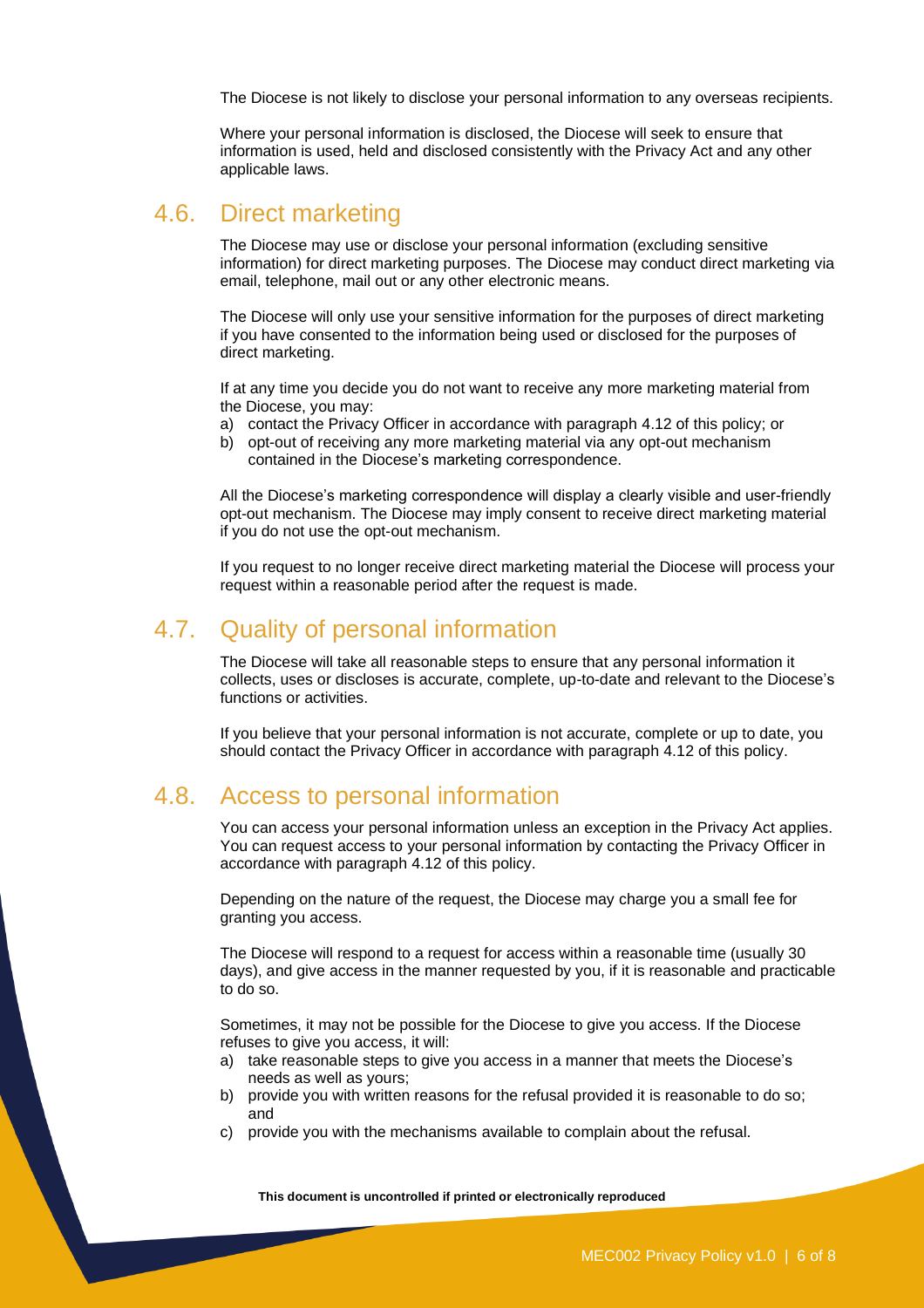The Diocese is not likely to disclose your personal information to any overseas recipients.

Where your personal information is disclosed, the Diocese will seek to ensure that information is used, held and disclosed consistently with the Privacy Act and any other applicable laws.

## 4.6. Direct marketing

The Diocese may use or disclose your personal information (excluding sensitive information) for direct marketing purposes. The Diocese may conduct direct marketing via email, telephone, mail out or any other electronic means.

The Diocese will only use your sensitive information for the purposes of direct marketing if you have consented to the information being used or disclosed for the purposes of direct marketing.

If at any time you decide you do not want to receive any more marketing material from the Diocese, you may:

a) contact the Privacy Officer in accordance with paragraph 4.12 of this policy; or
b) opt-out of receiving any more marketing material via any opt-out mechanism contained in the Diocese's marketing correspondence.

All the Diocese's marketing correspondence will display a clearly visible and user-friendly opt-out mechanism. The Diocese may imply consent to receive direct marketing material if you do not use the opt-out mechanism.

If you request to no longer receive direct marketing material the Diocese will process your request within a reasonable period after the request is made.

## 4.7. Quality of personal information

The Diocese will take all reasonable steps to ensure that any personal information it collects, uses or discloses is accurate, complete, up-to-date and relevant to the Diocese's functions or activities.

If you believe that your personal information is not accurate, complete or up to date, you should contact the Privacy Officer in accordance with paragraph 4.12 of this policy.

## 4.8. Access to personal information

You can access your personal information unless an exception in the Privacy Act applies. You can request access to your personal information by contacting the Privacy Officer in accordance with paragraph 4.12 of this policy.

Depending on the nature of the request, the Diocese may charge you a small fee for granting you access.

The Diocese will respond to a request for access within a reasonable time (usually 30 days), and give access in the manner requested by you, if it is reasonable and practicable to do so.

Sometimes, it may not be possible for the Diocese to give you access. If the Diocese refuses to give you access, it will:

a) take reasonable steps to give you access in a manner that meets the Diocese's needs as well as yours;
b) provide you with written reasons for the refusal provided it is reasonable to do so; and
c) provide you with the mechanisms available to complain about the refusal.

**This document is uncontrolled if printed or electronically reproduced**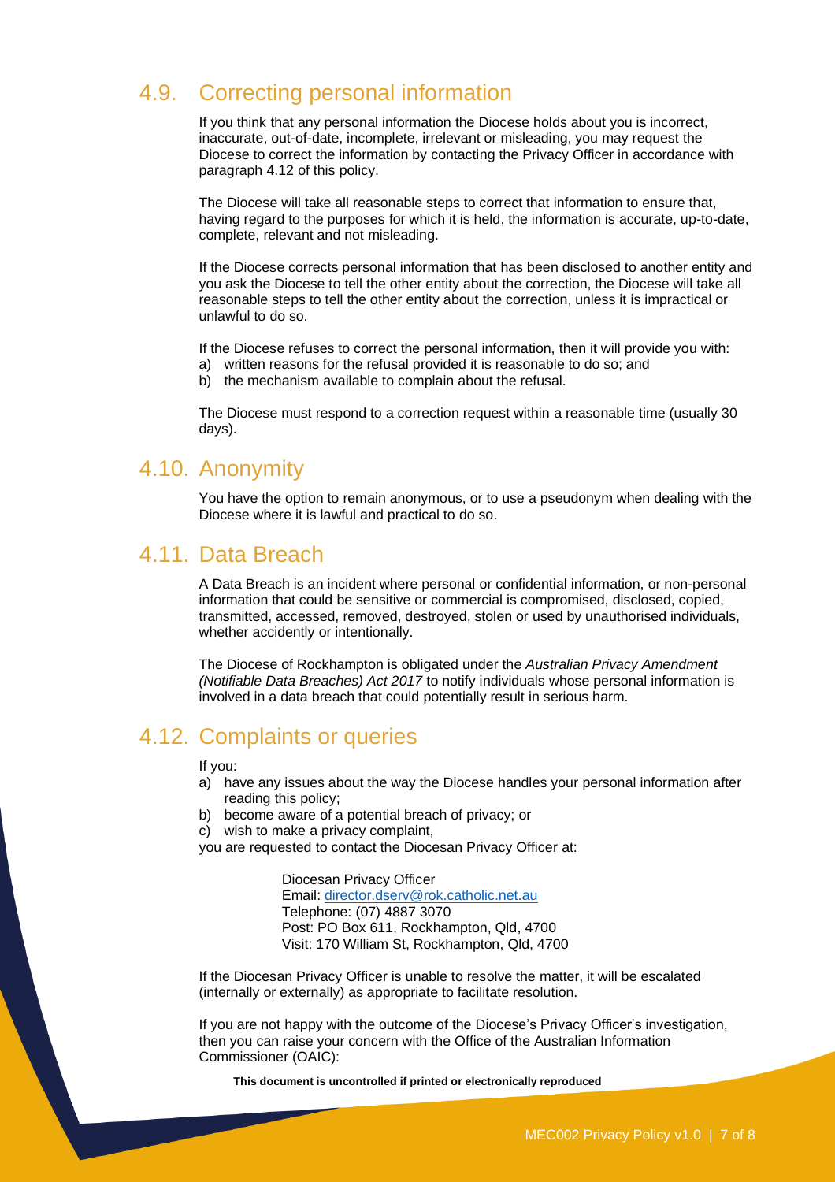## 4.9. Correcting personal information

If you think that any personal information the Diocese holds about you is incorrect, inaccurate, out-of-date, incomplete, irrelevant or misleading, you may request the Diocese to correct the information by contacting the Privacy Officer in accordance with paragraph 4.12 of this policy.

The Diocese will take all reasonable steps to correct that information to ensure that, having regard to the purposes for which it is held, the information is accurate, up-to-date, complete, relevant and not misleading.

If the Diocese corrects personal information that has been disclosed to another entity and you ask the Diocese to tell the other entity about the correction, the Diocese will take all reasonable steps to tell the other entity about the correction, unless it is impractical or unlawful to do so.

If the Diocese refuses to correct the personal information, then it will provide you with:

a) written reasons for the refusal provided it is reasonable to do so; and
b) the mechanism available to complain about the refusal.

The Diocese must respond to a correction request within a reasonable time (usually 30 days).

## 4.10. Anonymity

You have the option to remain anonymous, or to use a pseudonym when dealing with the Diocese where it is lawful and practical to do so.

## 4.11. Data Breach

A Data Breach is an incident where personal or confidential information, or non-personal information that could be sensitive or commercial is compromised, disclosed, copied, transmitted, accessed, removed, destroyed, stolen or used by unauthorised individuals, whether accidently or intentionally.

The Diocese of Rockhampton is obligated under the *Australian Privacy Amendment (Notifiable Data Breaches) Act 2017* to notify individuals whose personal information is involved in a data breach that could potentially result in serious harm.

## 4.12. Complaints or queries

If you:

a) have any issues about the way the Diocese handles your personal information after reading this policy;
b) become aware of a potential breach of privacy; or
c) wish to make a privacy complaint,

you are requested to contact the Diocesan Privacy Officer at:

> Diocesan Privacy Officer
> Email: director.dserv@rok.catholic.net.au
> Telephone: (07) 4887 3070
> Post: PO Box 611, Rockhampton, Qld, 4700
> Visit: 170 William St, Rockhampton, Qld, 4700

If the Diocesan Privacy Officer is unable to resolve the matter, it will be escalated (internally or externally) as appropriate to facilitate resolution.

If you are not happy with the outcome of the Diocese's Privacy Officer's investigation, then you can raise your concern with the Office of the Australian Information Commissioner (OAIC):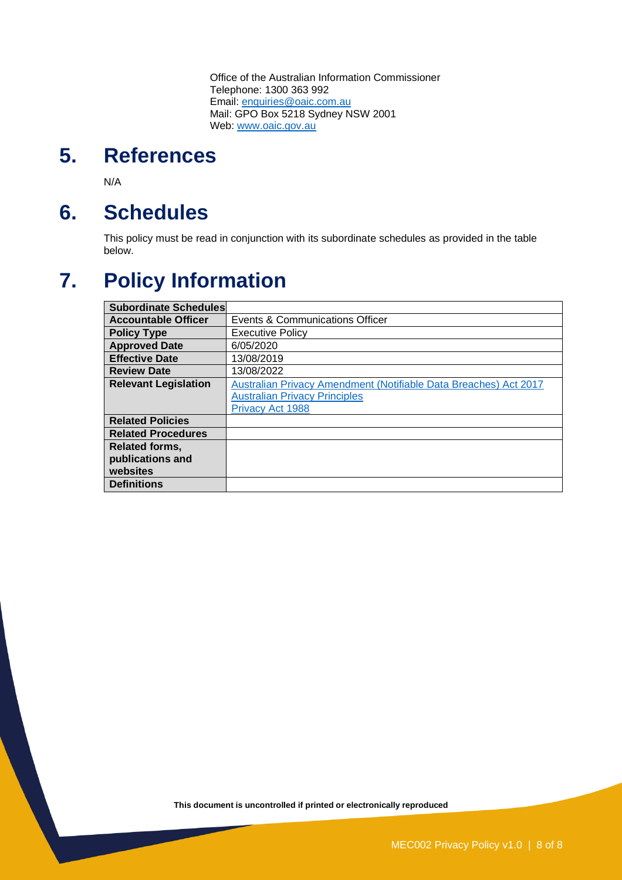Office of the Australian Information Commissioner
Telephone: 1300 363 992
Email: enquiries@oaic.com.au
Mail: GPO Box 5218 Sydney NSW 2001
Web: www.oaic.gov.au

# 5. References

N/A

# 6. Schedules

This policy must be read in conjunction with its subordinate schedules as provided in the table below.

# 7. Policy Information

| | |
|---|---|
| **Subordinate Schedules** | |
| **Accountable Officer** | Events & Communications Officer |
| **Policy Type** | Executive Policy |
| **Approved Date** | 6/05/2020 |
| **Effective Date** | 13/08/2019 |
| **Review Date** | 13/08/2022 |
| **Relevant Legislation** | Australian Privacy Amendment (Notifiable Data Breaches) Act 2017<br>Australian Privacy Principles<br>Privacy Act 1988 |
| **Related Policies** | |
| **Related Procedures** | |
| **Related forms, publications and websites** | |
| **Definitions** | |

This document is uncontrolled if printed or electronically reproduced